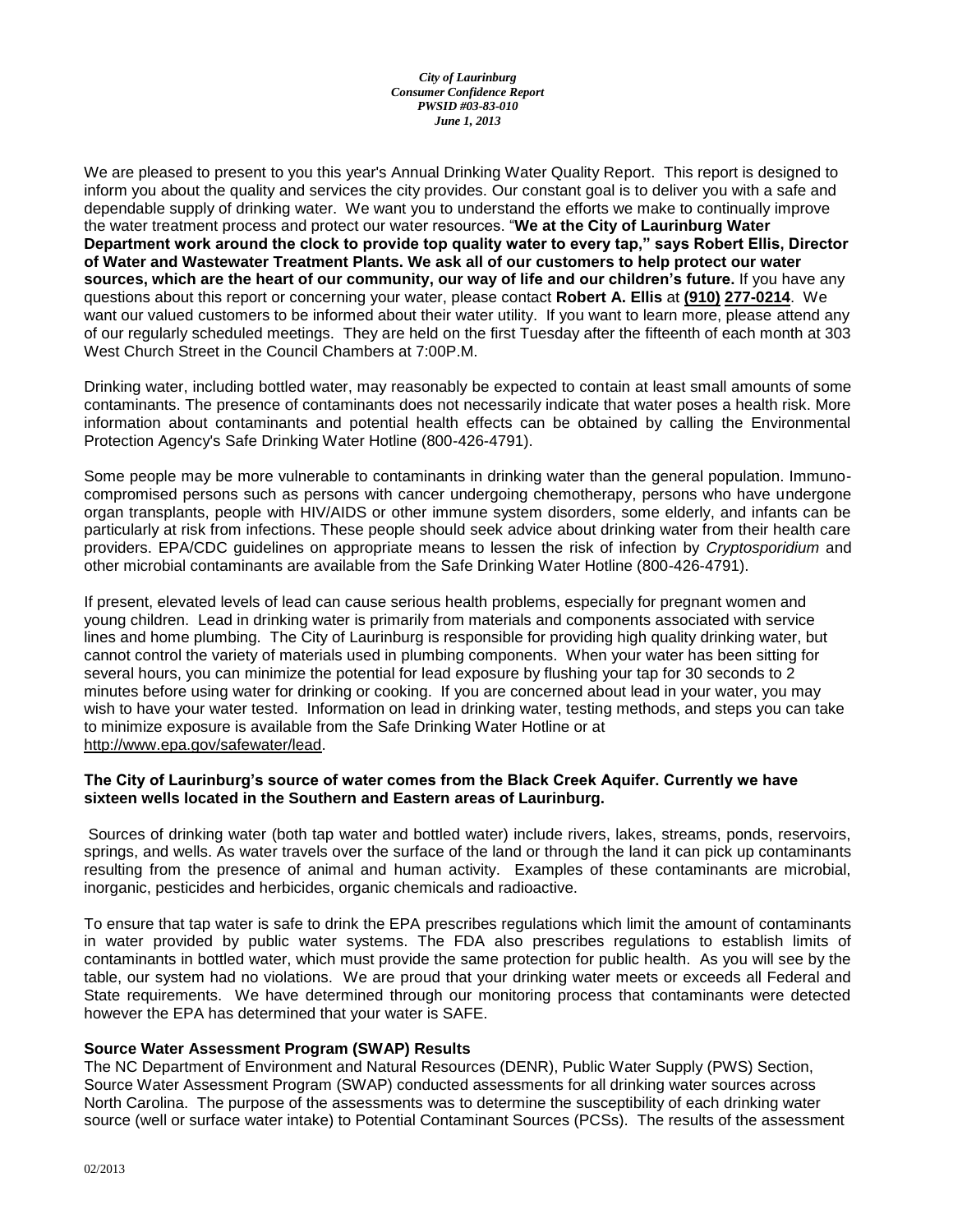*City of Laurinburg*
*Consumer Confidence Report*
*PWSID #03-83-010*
*June 1, 2013*

We are pleased to present to you this year's Annual Drinking Water Quality Report. This report is designed to inform you about the quality and services the city provides. Our constant goal is to deliver you with a safe and dependable supply of drinking water. We want you to understand the efforts we make to continually improve the water treatment process and protect our water resources. "**We at the City of Laurinburg Water Department work around the clock to provide top quality water to every tap," says Robert Ellis, Director of Water and Wastewater Treatment Plants. We ask all of our customers to help protect our water sources, which are the heart of our community, our way of life and our children's future.** If you have any questions about this report or concerning your water, please contact **Robert A. Ellis** at **(910) 277-0214**. We want our valued customers to be informed about their water utility. If you want to learn more, please attend any of our regularly scheduled meetings. They are held on the first Tuesday after the fifteenth of each month at 303 West Church Street in the Council Chambers at 7:00P.M.

Drinking water, including bottled water, may reasonably be expected to contain at least small amounts of some contaminants. The presence of contaminants does not necessarily indicate that water poses a health risk. More information about contaminants and potential health effects can be obtained by calling the Environmental Protection Agency's Safe Drinking Water Hotline (800-426-4791).

Some people may be more vulnerable to contaminants in drinking water than the general population. Immuno-compromised persons such as persons with cancer undergoing chemotherapy, persons who have undergone organ transplants, people with HIV/AIDS or other immune system disorders, some elderly, and infants can be particularly at risk from infections. These people should seek advice about drinking water from their health care providers. EPA/CDC guidelines on appropriate means to lessen the risk of infection by *Cryptosporidium* and other microbial contaminants are available from the Safe Drinking Water Hotline (800-426-4791).

If present, elevated levels of lead can cause serious health problems, especially for pregnant women and young children. Lead in drinking water is primarily from materials and components associated with service lines and home plumbing. The City of Laurinburg is responsible for providing high quality drinking water, but cannot control the variety of materials used in plumbing components. When your water has been sitting for several hours, you can minimize the potential for lead exposure by flushing your tap for 30 seconds to 2 minutes before using water for drinking or cooking. If you are concerned about lead in your water, you may wish to have your water tested. Information on lead in drinking water, testing methods, and steps you can take to minimize exposure is available from the Safe Drinking Water Hotline or at http://www.epa.gov/safewater/lead.

**The City of Laurinburg's source of water comes from the Black Creek Aquifer. Currently we have sixteen wells located in the Southern and Eastern areas of Laurinburg.**

Sources of drinking water (both tap water and bottled water) include rivers, lakes, streams, ponds, reservoirs, springs, and wells. As water travels over the surface of the land or through the land it can pick up contaminants resulting from the presence of animal and human activity. Examples of these contaminants are microbial, inorganic, pesticides and herbicides, organic chemicals and radioactive.

To ensure that tap water is safe to drink the EPA prescribes regulations which limit the amount of contaminants in water provided by public water systems. The FDA also prescribes regulations to establish limits of contaminants in bottled water, which must provide the same protection for public health. As you will see by the table, our system had no violations. We are proud that your drinking water meets or exceeds all Federal and State requirements. We have determined through our monitoring process that contaminants were detected however the EPA has determined that your water is SAFE.

**Source Water Assessment Program (SWAP) Results**

The NC Department of Environment and Natural Resources (DENR), Public Water Supply (PWS) Section, Source Water Assessment Program (SWAP) conducted assessments for all drinking water sources across North Carolina. The purpose of the assessments was to determine the susceptibility of each drinking water source (well or surface water intake) to Potential Contaminant Sources (PCSs). The results of the assessment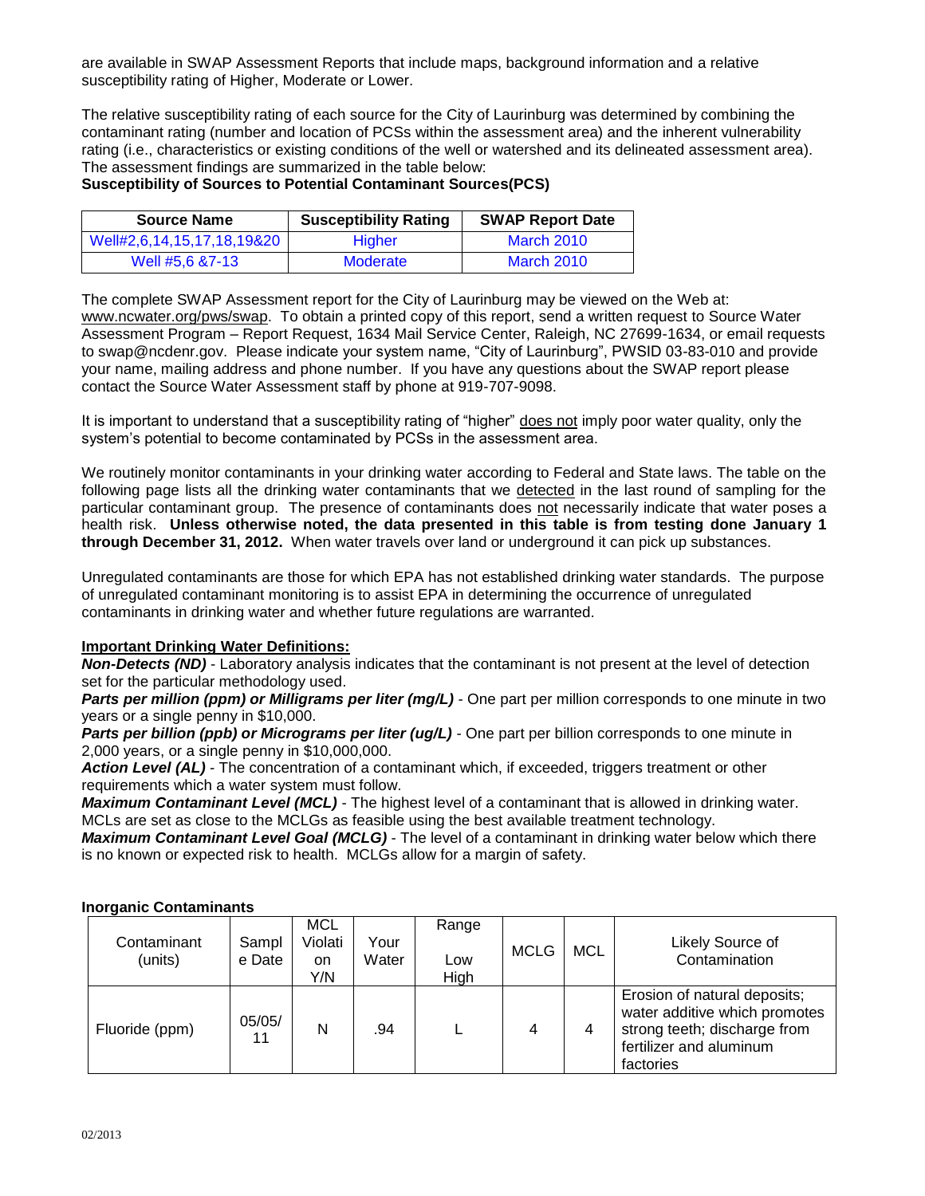are available in SWAP Assessment Reports that include maps, background information and a relative susceptibility rating of Higher, Moderate or Lower.

The relative susceptibility rating of each source for the City of Laurinburg was determined by combining the contaminant rating (number and location of PCSs within the assessment area) and the inherent vulnerability rating (i.e., characteristics or existing conditions of the well or watershed and its delineated assessment area). The assessment findings are summarized in the table below:

**Susceptibility of Sources to Potential Contaminant Sources(PCS)**

| Source Name | Susceptibility Rating | SWAP Report Date |
|---|---|---|
| Well#2,6,14,15,17,18,19&20 | Higher | March 2010 |
| Well #5,6 &7-13 | Moderate | March 2010 |

The complete SWAP Assessment report for the City of Laurinburg may be viewed on the Web at: www.ncwater.org/pws/swap. To obtain a printed copy of this report, send a written request to Source Water Assessment Program – Report Request, 1634 Mail Service Center, Raleigh, NC 27699-1634, or email requests to swap@ncdenr.gov. Please indicate your system name, "City of Laurinburg", PWSID 03-83-010 and provide your name, mailing address and phone number. If you have any questions about the SWAP report please contact the Source Water Assessment staff by phone at 919-707-9098.

It is important to understand that a susceptibility rating of "higher" does not imply poor water quality, only the system's potential to become contaminated by PCSs in the assessment area.

We routinely monitor contaminants in your drinking water according to Federal and State laws. The table on the following page lists all the drinking water contaminants that we detected in the last round of sampling for the particular contaminant group. The presence of contaminants does not necessarily indicate that water poses a health risk. **Unless otherwise noted, the data presented in this table is from testing done January 1 through December 31, 2012.** When water travels over land or underground it can pick up substances.

Unregulated contaminants are those for which EPA has not established drinking water standards. The purpose of unregulated contaminant monitoring is to assist EPA in determining the occurrence of unregulated contaminants in drinking water and whether future regulations are warranted.

**Important Drinking Water Definitions:**

***Non-Detects (ND)*** - Laboratory analysis indicates that the contaminant is not present at the level of detection set for the particular methodology used.

***Parts per million (ppm) or Milligrams per liter (mg/L)*** - One part per million corresponds to one minute in two years or a single penny in $10,000.

***Parts per billion (ppb) or Micrograms per liter (ug/L)*** - One part per billion corresponds to one minute in 2,000 years, or a single penny in $10,000,000.

***Action Level (AL)*** - The concentration of a contaminant which, if exceeded, triggers treatment or other requirements which a water system must follow.

***Maximum Contaminant Level (MCL)*** - The highest level of a contaminant that is allowed in drinking water. MCLs are set as close to the MCLGs as feasible using the best available treatment technology.

***Maximum Contaminant Level Goal (MCLG)*** - The level of a contaminant in drinking water below which there is no known or expected risk to health. MCLGs allow for a margin of safety.

**Inorganic Contaminants**

| Contaminant (units) | Sample Date | MCL Violation Y/N | Your Water | Range Low High | MCLG | MCL | Likely Source of Contamination |
|---|---|---|---|---|---|---|---|
| Fluoride (ppm) | 05/05/11 | N | .94 | L | 4 | 4 | Erosion of natural deposits; water additive which promotes strong teeth; discharge from fertilizer and aluminum factories |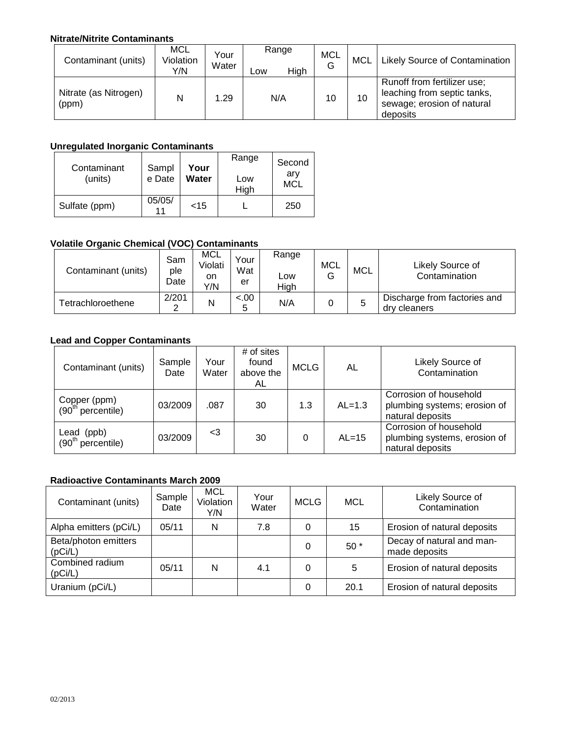**Nitrate/Nitrite Contaminants**

| Contaminant (units) | MCL Violation Y/N | Your Water | Range Low | Range High | MCLG | MCL | Likely Source of Contamination |
|---|---|---|---|---|---|---|---|
| Nitrate (as Nitrogen) (ppm) | N | 1.29 | N/A | | 10 | 10 | Runoff from fertilizer use; leaching from septic tanks, sewage; erosion of natural deposits |

**Unregulated Inorganic Contaminants**

| Contaminant (units) | Sample Date | **Your Water** | Range Low High | Secondary MCL |
|---|---|---|---|---|
| Sulfate (ppm) | 05/05/11 | <15 | L | 250 |

**Volatile Organic Chemical (VOC) Contaminants**

| Contaminant (units) | Sample Date | MCL Violation Y/N | Your Water | Range Low High | MCLG | MCL | Likely Source of Contamination |
|---|---|---|---|---|---|---|---|
| Tetrachloroethene | 2/2012 | N | <.005 | N/A | 0 | 5 | Discharge from factories and dry cleaners |

**Lead and Copper Contaminants**

| Contaminant (units) | Sample Date | Your Water | # of sites found above the AL | MCLG | AL | Likely Source of Contamination |
|---|---|---|---|---|---|---|
| Copper (ppm) (90th percentile) | 03/2009 | .087 | 30 | 1.3 | AL=1.3 | Corrosion of household plumbing systems; erosion of natural deposits |
| Lead (ppb) (90th percentile) | 03/2009 | <3 | 30 | 0 | AL=15 | Corrosion of household plumbing systems, erosion of natural deposits |

**Radioactive Contaminants March 2009**

| Contaminant (units) | Sample Date | MCL Violation Y/N | Your Water | MCLG | MCL | Likely Source of Contamination |
|---|---|---|---|---|---|---|
| Alpha emitters (pCi/L) | 05/11 | N | 7.8 | 0 | 15 | Erosion of natural deposits |
| Beta/photon emitters (pCi/L) | | | | 0 | 50 * | Decay of natural and man-made deposits |
| Combined radium (pCi/L) | 05/11 | N | 4.1 | 0 | 5 | Erosion of natural deposits |
| Uranium (pCi/L) | | | | 0 | 20.1 | Erosion of natural deposits |

02/2013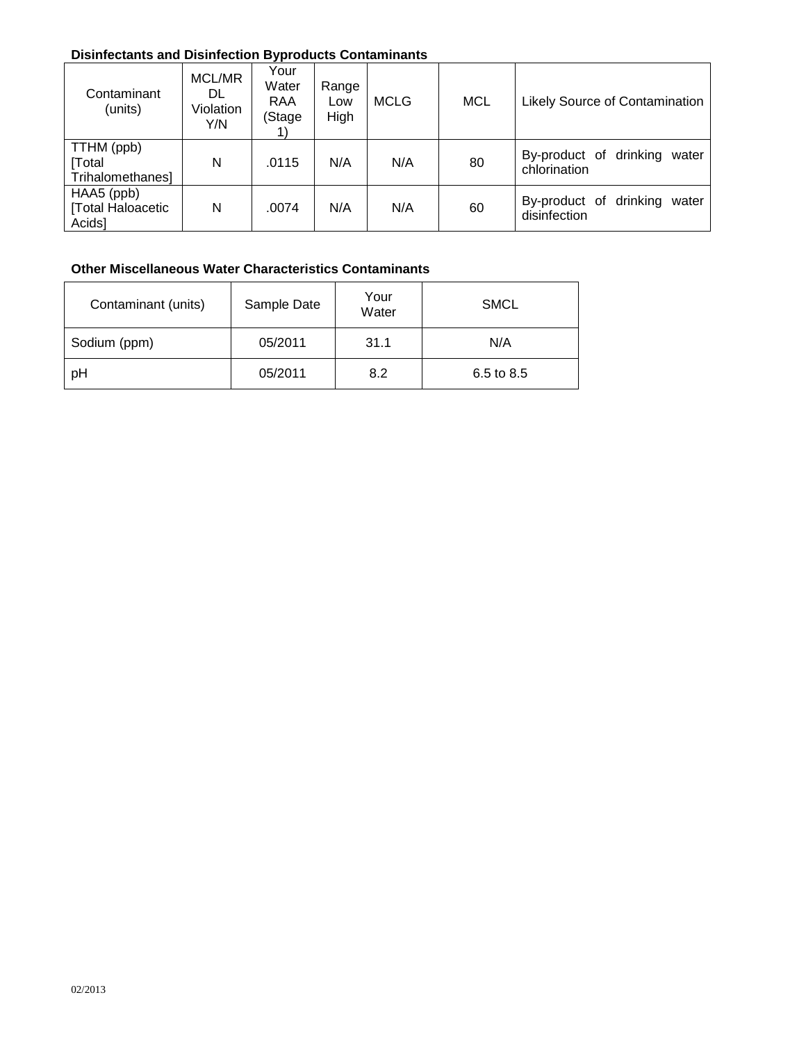**Disinfectants and Disinfection Byproducts Contaminants**

| Contaminant (units) | MCL/MRDL Violation Y/N | Your Water RAA (Stage 1) | Range Low High | MCLG | MCL | Likely Source of Contamination |
|---|---|---|---|---|---|---|
| TTHM (ppb) [Total Trihalomethanes] | N | .0115 | N/A | N/A | 80 | By-product of drinking water chlorination |
| HAA5 (ppb) [Total Haloacetic Acids] | N | .0074 | N/A | N/A | 60 | By-product of drinking water disinfection |

**Other Miscellaneous Water Characteristics Contaminants**

| Contaminant (units) | Sample Date | Your Water | SMCL |
|---|---|---|---|
| Sodium (ppm) | 05/2011 | 31.1 | N/A |
| pH | 05/2011 | 8.2 | 6.5 to 8.5 |

02/2013